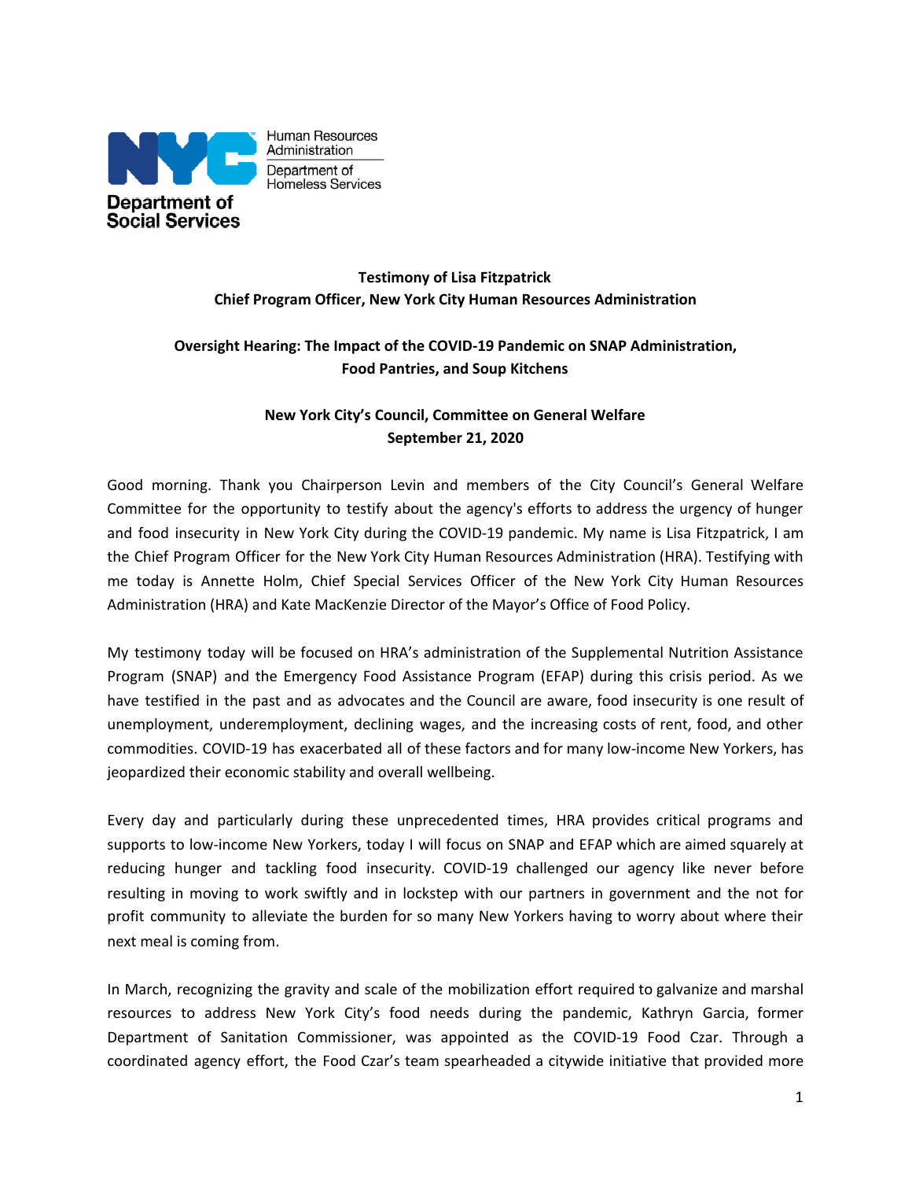NYC Human Resources Administration | Department of Homeless Services

Department of Social Services

**Testimony of Lisa Fitzpatrick**
**Chief Program Officer, New York City Human Resources Administration**

**Oversight Hearing: The Impact of the COVID-19 Pandemic on SNAP Administration, Food Pantries, and Soup Kitchens**

**New York City's Council, Committee on General Welfare**
**September 21, 2020**

Good morning. Thank you Chairperson Levin and members of the City Council's General Welfare Committee for the opportunity to testify about the agency's efforts to address the urgency of hunger and food insecurity in New York City during the COVID-19 pandemic. My name is Lisa Fitzpatrick, I am the Chief Program Officer for the New York City Human Resources Administration (HRA). Testifying with me today is Annette Holm, Chief Special Services Officer of the New York City Human Resources Administration (HRA) and Kate MacKenzie Director of the Mayor's Office of Food Policy.

My testimony today will be focused on HRA's administration of the Supplemental Nutrition Assistance Program (SNAP) and the Emergency Food Assistance Program (EFAP) during this crisis period. As we have testified in the past and as advocates and the Council are aware, food insecurity is one result of unemployment, underemployment, declining wages, and the increasing costs of rent, food, and other commodities. COVID-19 has exacerbated all of these factors and for many low-income New Yorkers, has jeopardized their economic stability and overall wellbeing.

Every day and particularly during these unprecedented times, HRA provides critical programs and supports to low-income New Yorkers, today I will focus on SNAP and EFAP which are aimed squarely at reducing hunger and tackling food insecurity. COVID-19 challenged our agency like never before resulting in moving to work swiftly and in lockstep with our partners in government and the not for profit community to alleviate the burden for so many New Yorkers having to worry about where their next meal is coming from.

In March, recognizing the gravity and scale of the mobilization effort required to galvanize and marshal resources to address New York City's food needs during the pandemic, Kathryn Garcia, former Department of Sanitation Commissioner, was appointed as the COVID-19 Food Czar. Through a coordinated agency effort, the Food Czar's team spearheaded a citywide initiative that provided more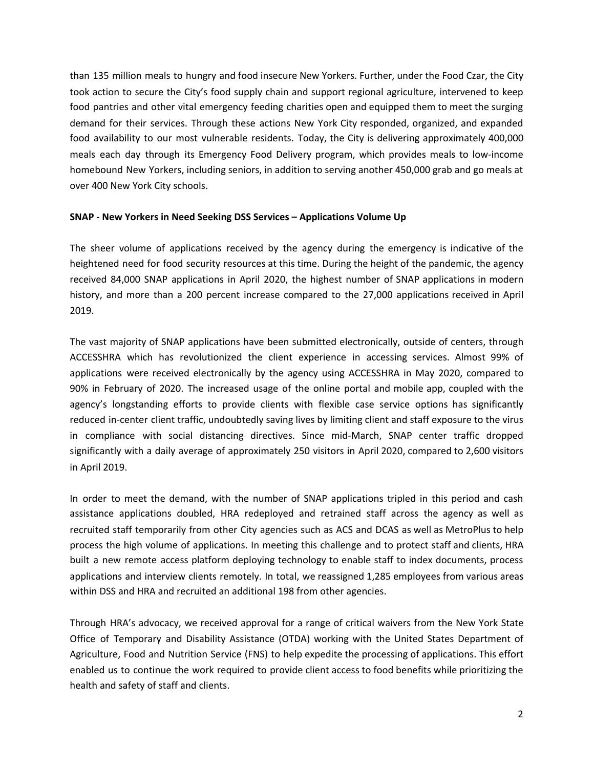than 135 million meals to hungry and food insecure New Yorkers. Further, under the Food Czar, the City took action to secure the City's food supply chain and support regional agriculture, intervened to keep food pantries and other vital emergency feeding charities open and equipped them to meet the surging demand for their services. Through these actions New York City responded, organized, and expanded food availability to our most vulnerable residents. Today, the City is delivering approximately 400,000 meals each day through its Emergency Food Delivery program, which provides meals to low-income homebound New Yorkers, including seniors, in addition to serving another 450,000 grab and go meals at over 400 New York City schools.

**SNAP - New Yorkers in Need Seeking DSS Services – Applications Volume Up**

The sheer volume of applications received by the agency during the emergency is indicative of the heightened need for food security resources at this time. During the height of the pandemic, the agency received 84,000 SNAP applications in April 2020, the highest number of SNAP applications in modern history, and more than a 200 percent increase compared to the 27,000 applications received in April 2019.

The vast majority of SNAP applications have been submitted electronically, outside of centers, through ACCESSHRA which has revolutionized the client experience in accessing services. Almost 99% of applications were received electronically by the agency using ACCESSHRA in May 2020, compared to 90% in February of 2020. The increased usage of the online portal and mobile app, coupled with the agency's longstanding efforts to provide clients with flexible case service options has significantly reduced in-center client traffic, undoubtedly saving lives by limiting client and staff exposure to the virus in compliance with social distancing directives. Since mid-March, SNAP center traffic dropped significantly with a daily average of approximately 250 visitors in April 2020, compared to 2,600 visitors in April 2019.

In order to meet the demand, with the number of SNAP applications tripled in this period and cash assistance applications doubled, HRA redeployed and retrained staff across the agency as well as recruited staff temporarily from other City agencies such as ACS and DCAS as well as MetroPlus to help process the high volume of applications. In meeting this challenge and to protect staff and clients, HRA built a new remote access platform deploying technology to enable staff to index documents, process applications and interview clients remotely. In total, we reassigned 1,285 employees from various areas within DSS and HRA and recruited an additional 198 from other agencies.

Through HRA's advocacy, we received approval for a range of critical waivers from the New York State Office of Temporary and Disability Assistance (OTDA) working with the United States Department of Agriculture, Food and Nutrition Service (FNS) to help expedite the processing of applications. This effort enabled us to continue the work required to provide client access to food benefits while prioritizing the health and safety of staff and clients.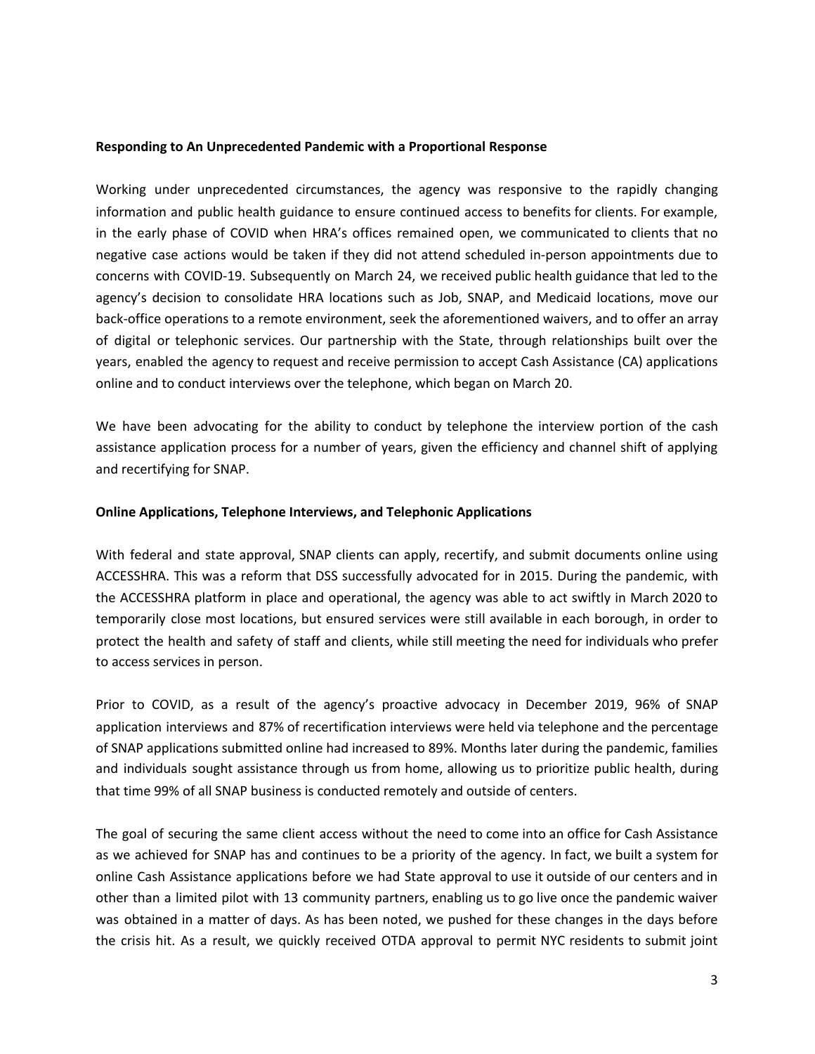**Responding to An Unprecedented Pandemic with a Proportional Response**

Working under unprecedented circumstances, the agency was responsive to the rapidly changing information and public health guidance to ensure continued access to benefits for clients. For example, in the early phase of COVID when HRA's offices remained open, we communicated to clients that no negative case actions would be taken if they did not attend scheduled in-person appointments due to concerns with COVID-19. Subsequently on March 24, we received public health guidance that led to the agency's decision to consolidate HRA locations such as Job, SNAP, and Medicaid locations, move our back-office operations to a remote environment, seek the aforementioned waivers, and to offer an array of digital or telephonic services. Our partnership with the State, through relationships built over the years, enabled the agency to request and receive permission to accept Cash Assistance (CA) applications online and to conduct interviews over the telephone, which began on March 20.

We have been advocating for the ability to conduct by telephone the interview portion of the cash assistance application process for a number of years, given the efficiency and channel shift of applying and recertifying for SNAP.

**Online Applications, Telephone Interviews, and Telephonic Applications**

With federal and state approval, SNAP clients can apply, recertify, and submit documents online using ACCESSHRA. This was a reform that DSS successfully advocated for in 2015. During the pandemic, with the ACCESSHRA platform in place and operational, the agency was able to act swiftly in March 2020 to temporarily close most locations, but ensured services were still available in each borough, in order to protect the health and safety of staff and clients, while still meeting the need for individuals who prefer to access services in person.

Prior to COVID, as a result of the agency's proactive advocacy in December 2019, 96% of SNAP application interviews and 87% of recertification interviews were held via telephone and the percentage of SNAP applications submitted online had increased to 89%. Months later during the pandemic, families and individuals sought assistance through us from home, allowing us to prioritize public health, during that time 99% of all SNAP business is conducted remotely and outside of centers.

The goal of securing the same client access without the need to come into an office for Cash Assistance as we achieved for SNAP has and continues to be a priority of the agency. In fact, we built a system for online Cash Assistance applications before we had State approval to use it outside of our centers and in other than a limited pilot with 13 community partners, enabling us to go live once the pandemic waiver was obtained in a matter of days. As has been noted, we pushed for these changes in the days before the crisis hit. As a result, we quickly received OTDA approval to permit NYC residents to submit joint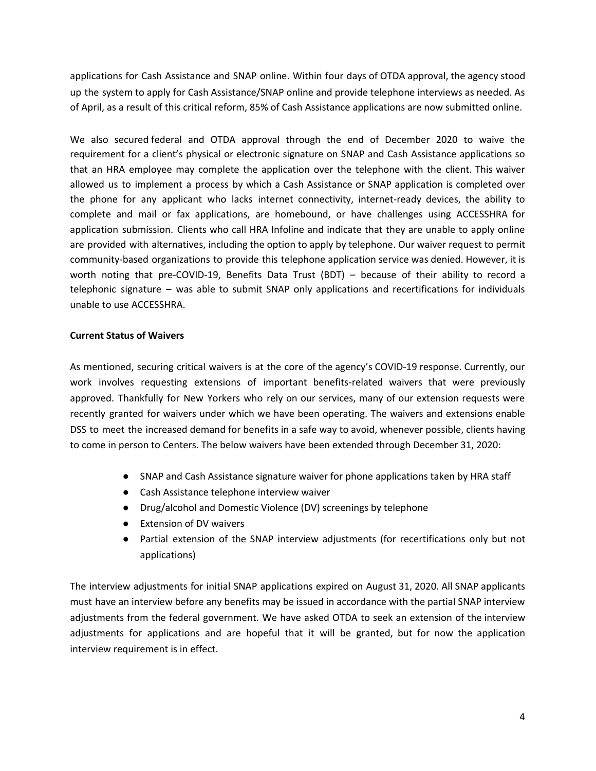applications for Cash Assistance and SNAP online. Within four days of OTDA approval, the agency stood up the system to apply for Cash Assistance/SNAP online and provide telephone interviews as needed. As of April, as a result of this critical reform, 85% of Cash Assistance applications are now submitted online.

We also secured federal and OTDA approval through the end of December 2020 to waive the requirement for a client's physical or electronic signature on SNAP and Cash Assistance applications so that an HRA employee may complete the application over the telephone with the client. This waiver allowed us to implement a process by which a Cash Assistance or SNAP application is completed over the phone for any applicant who lacks internet connectivity, internet-ready devices, the ability to complete and mail or fax applications, are homebound, or have challenges using ACCESSHRA for application submission. Clients who call HRA Infoline and indicate that they are unable to apply online are provided with alternatives, including the option to apply by telephone. Our waiver request to permit community-based organizations to provide this telephone application service was denied. However, it is worth noting that pre-COVID-19, Benefits Data Trust (BDT) – because of their ability to record a telephonic signature – was able to submit SNAP only applications and recertifications for individuals unable to use ACCESSHRA.

**Current Status of Waivers**

As mentioned, securing critical waivers is at the core of the agency's COVID-19 response. Currently, our work involves requesting extensions of important benefits-related waivers that were previously approved. Thankfully for New Yorkers who rely on our services, many of our extension requests were recently granted for waivers under which we have been operating. The waivers and extensions enable DSS to meet the increased demand for benefits in a safe way to avoid, whenever possible, clients having to come in person to Centers. The below waivers have been extended through December 31, 2020:

- SNAP and Cash Assistance signature waiver for phone applications taken by HRA staff
- Cash Assistance telephone interview waiver
- Drug/alcohol and Domestic Violence (DV) screenings by telephone
- Extension of DV waivers
- Partial extension of the SNAP interview adjustments (for recertifications only but not applications)

The interview adjustments for initial SNAP applications expired on August 31, 2020. All SNAP applicants must have an interview before any benefits may be issued in accordance with the partial SNAP interview adjustments from the federal government. We have asked OTDA to seek an extension of the interview adjustments for applications and are hopeful that it will be granted, but for now the application interview requirement is in effect.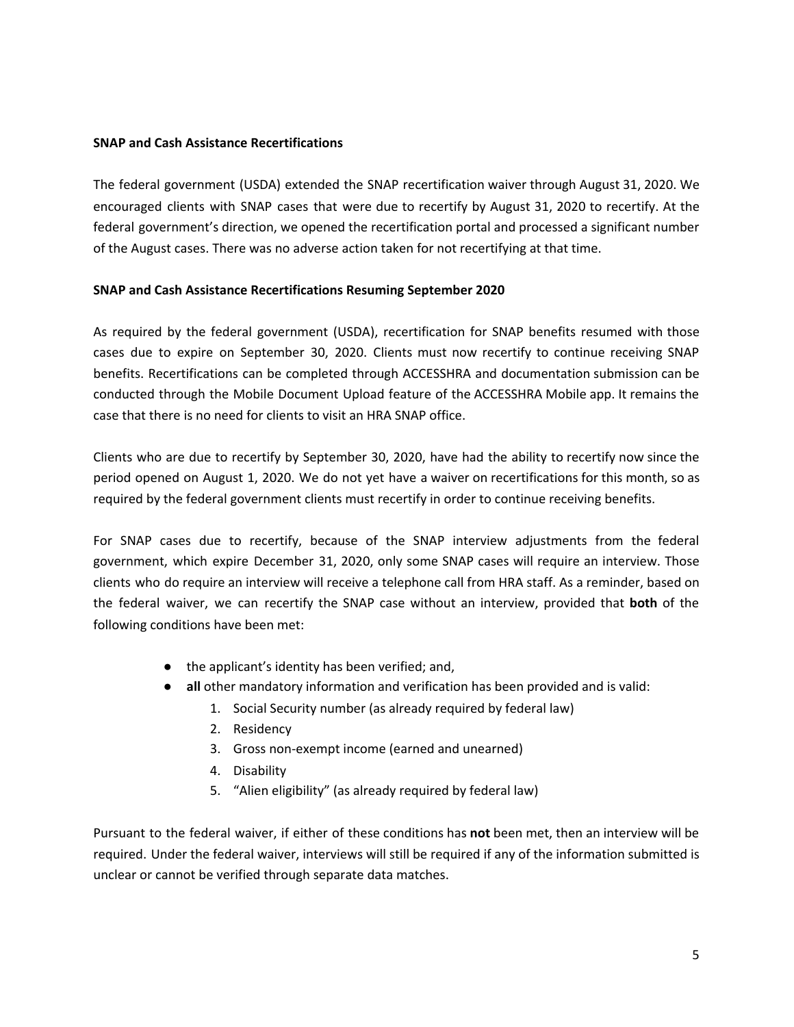**SNAP and Cash Assistance Recertifications**

The federal government (USDA) extended the SNAP recertification waiver through August 31, 2020. We encouraged clients with SNAP cases that were due to recertify by August 31, 2020 to recertify. At the federal government's direction, we opened the recertification portal and processed a significant number of the August cases. There was no adverse action taken for not recertifying at that time.

**SNAP and Cash Assistance Recertifications Resuming September 2020**

As required by the federal government (USDA), recertification for SNAP benefits resumed with those cases due to expire on September 30, 2020. Clients must now recertify to continue receiving SNAP benefits. Recertifications can be completed through ACCESSHRA and documentation submission can be conducted through the Mobile Document Upload feature of the ACCESSHRA Mobile app. It remains the case that there is no need for clients to visit an HRA SNAP office.

Clients who are due to recertify by September 30, 2020, have had the ability to recertify now since the period opened on August 1, 2020. We do not yet have a waiver on recertifications for this month, so as required by the federal government clients must recertify in order to continue receiving benefits.

For SNAP cases due to recertify, because of the SNAP interview adjustments from the federal government, which expire December 31, 2020, only some SNAP cases will require an interview. Those clients who do require an interview will receive a telephone call from HRA staff. As a reminder, based on the federal waiver, we can recertify the SNAP case without an interview, provided that **both** of the following conditions have been met:

- the applicant's identity has been verified; and,
- **all** other mandatory information and verification has been provided and is valid:
    1. Social Security number (as already required by federal law)
    2. Residency
    3. Gross non-exempt income (earned and unearned)
    4. Disability
    5. "Alien eligibility" (as already required by federal law)

Pursuant to the federal waiver, if either of these conditions has **not** been met, then an interview will be required. Under the federal waiver, interviews will still be required if any of the information submitted is unclear or cannot be verified through separate data matches.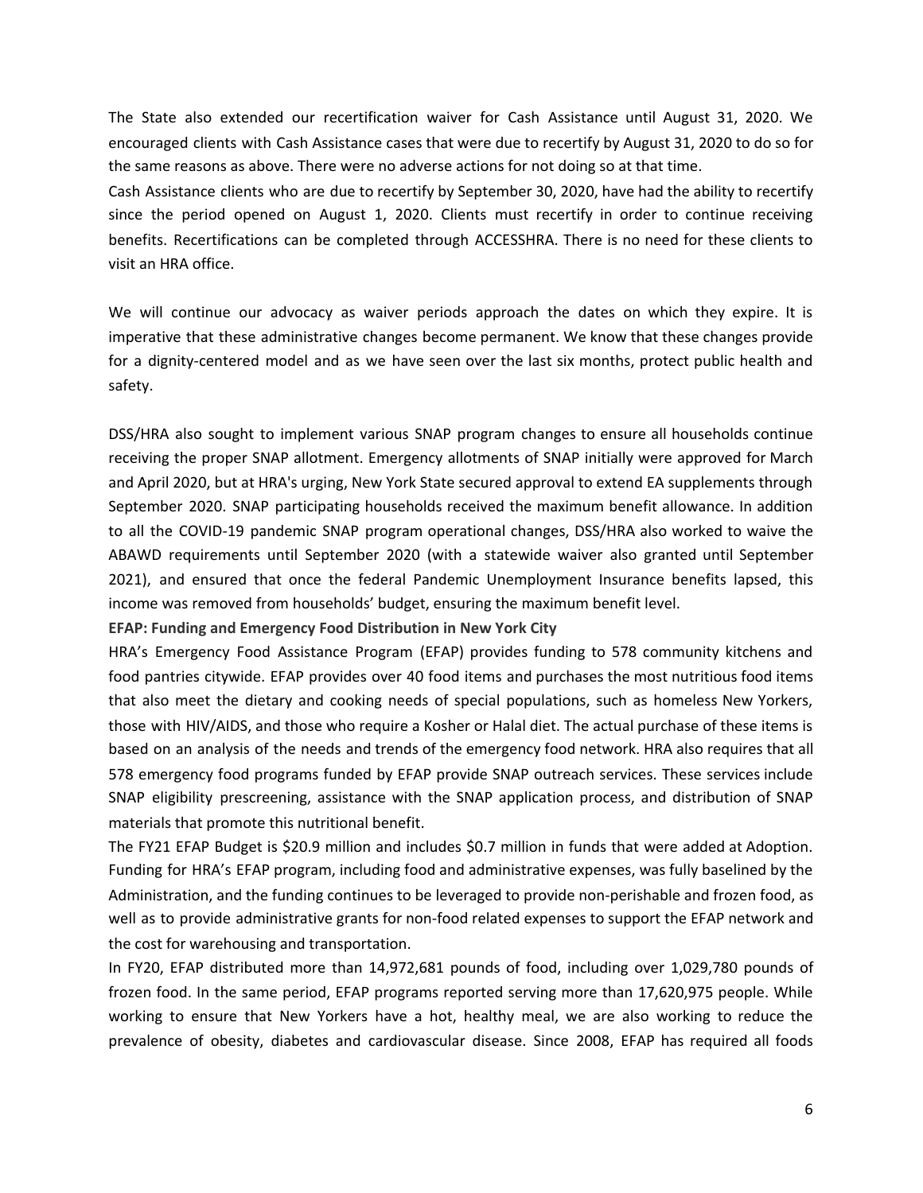The State also extended our recertification waiver for Cash Assistance until August 31, 2020. We encouraged clients with Cash Assistance cases that were due to recertify by August 31, 2020 to do so for the same reasons as above. There were no adverse actions for not doing so at that time.

Cash Assistance clients who are due to recertify by September 30, 2020, have had the ability to recertify since the period opened on August 1, 2020. Clients must recertify in order to continue receiving benefits. Recertifications can be completed through ACCESSHRA. There is no need for these clients to visit an HRA office.

We will continue our advocacy as waiver periods approach the dates on which they expire. It is imperative that these administrative changes become permanent. We know that these changes provide for a dignity-centered model and as we have seen over the last six months, protect public health and safety.

DSS/HRA also sought to implement various SNAP program changes to ensure all households continue receiving the proper SNAP allotment. Emergency allotments of SNAP initially were approved for March and April 2020, but at HRA's urging, New York State secured approval to extend EA supplements through September 2020. SNAP participating households received the maximum benefit allowance. In addition to all the COVID-19 pandemic SNAP program operational changes, DSS/HRA also worked to waive the ABAWD requirements until September 2020 (with a statewide waiver also granted until September 2021), and ensured that once the federal Pandemic Unemployment Insurance benefits lapsed, this income was removed from households' budget, ensuring the maximum benefit level.

**EFAP: Funding and Emergency Food Distribution in New York City**

HRA's Emergency Food Assistance Program (EFAP) provides funding to 578 community kitchens and food pantries citywide. EFAP provides over 40 food items and purchases the most nutritious food items that also meet the dietary and cooking needs of special populations, such as homeless New Yorkers, those with HIV/AIDS, and those who require a Kosher or Halal diet. The actual purchase of these items is based on an analysis of the needs and trends of the emergency food network. HRA also requires that all 578 emergency food programs funded by EFAP provide SNAP outreach services. These services include SNAP eligibility prescreening, assistance with the SNAP application process, and distribution of SNAP materials that promote this nutritional benefit.

The FY21 EFAP Budget is $20.9 million and includes $0.7 million in funds that were added at Adoption. Funding for HRA's EFAP program, including food and administrative expenses, was fully baselined by the Administration, and the funding continues to be leveraged to provide non-perishable and frozen food, as well as to provide administrative grants for non-food related expenses to support the EFAP network and the cost for warehousing and transportation.

In FY20, EFAP distributed more than 14,972,681 pounds of food, including over 1,029,780 pounds of frozen food. In the same period, EFAP programs reported serving more than 17,620,975 people. While working to ensure that New Yorkers have a hot, healthy meal, we are also working to reduce the prevalence of obesity, diabetes and cardiovascular disease. Since 2008, EFAP has required all foods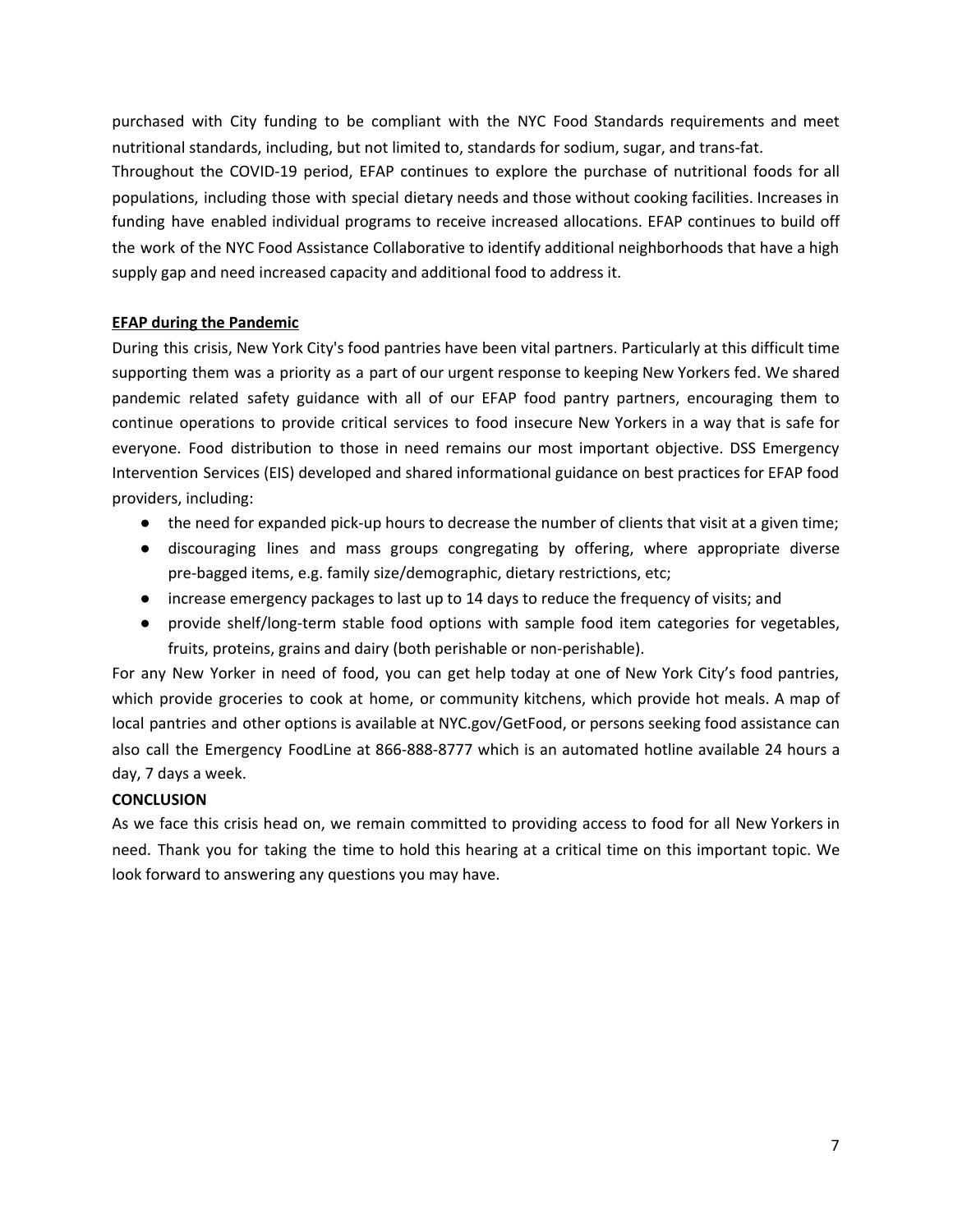purchased with City funding to be compliant with the NYC Food Standards requirements and meet nutritional standards, including, but not limited to, standards for sodium, sugar, and trans-fat.

Throughout the COVID-19 period, EFAP continues to explore the purchase of nutritional foods for all populations, including those with special dietary needs and those without cooking facilities. Increases in funding have enabled individual programs to receive increased allocations. EFAP continues to build off the work of the NYC Food Assistance Collaborative to identify additional neighborhoods that have a high supply gap and need increased capacity and additional food to address it.

**EFAP during the Pandemic**

During this crisis, New York City's food pantries have been vital partners. Particularly at this difficult time supporting them was a priority as a part of our urgent response to keeping New Yorkers fed. We shared pandemic related safety guidance with all of our EFAP food pantry partners, encouraging them to continue operations to provide critical services to food insecure New Yorkers in a way that is safe for everyone. Food distribution to those in need remains our most important objective. DSS Emergency Intervention Services (EIS) developed and shared informational guidance on best practices for EFAP food providers, including:

- the need for expanded pick-up hours to decrease the number of clients that visit at a given time;
- discouraging lines and mass groups congregating by offering, where appropriate diverse pre-bagged items, e.g. family size/demographic, dietary restrictions, etc;
- increase emergency packages to last up to 14 days to reduce the frequency of visits; and
- provide shelf/long-term stable food options with sample food item categories for vegetables, fruits, proteins, grains and dairy (both perishable or non-perishable).

For any New Yorker in need of food, you can get help today at one of New York City's food pantries, which provide groceries to cook at home, or community kitchens, which provide hot meals. A map of local pantries and other options is available at NYC.gov/GetFood, or persons seeking food assistance can also call the Emergency FoodLine at 866-888-8777 which is an automated hotline available 24 hours a day, 7 days a week.

**CONCLUSION**

As we face this crisis head on, we remain committed to providing access to food for all New Yorkers in need. Thank you for taking the time to hold this hearing at a critical time on this important topic. We look forward to answering any questions you may have.